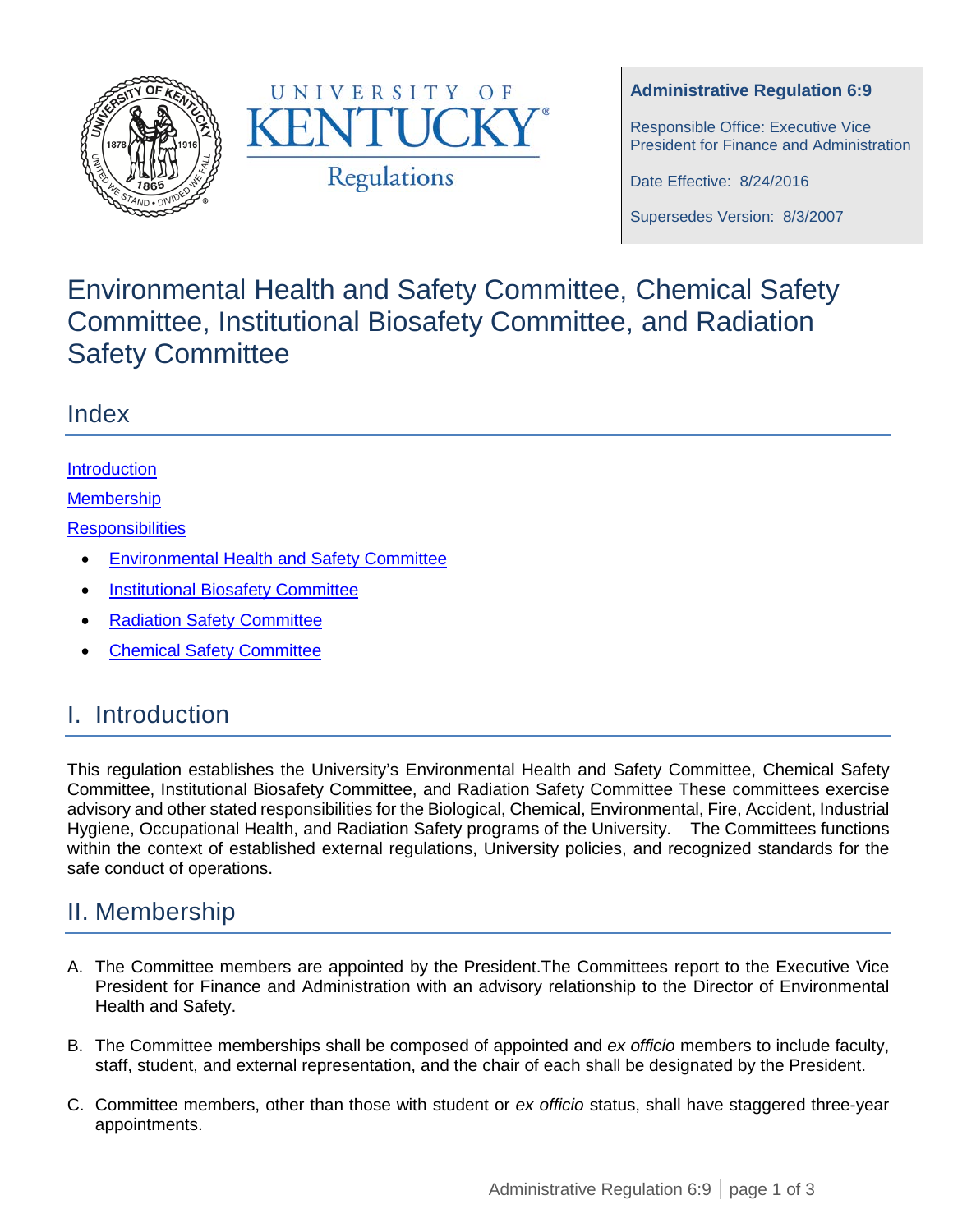**Administrative Regulation 6:9**

Responsible Office: Executive Vice President for Finance and Administration

Date Effective: 8/24/2016

Supersedes Version: 8/3/2007

# Environmental Health and Safety Committee, Chemical Safety Committee, Institutional Biosafety Committee, and Radiation Safety Committee

## Index

Introduction

Membership

Responsibilities

- Environmental Health and Safety Committee
- Institutional Biosafety Committee
- Radiation Safety Committee
- Chemical Safety Committee

## I. Introduction

This regulation establishes the University's Environmental Health and Safety Committee, Chemical Safety Committee, Institutional Biosafety Committee, and Radiation Safety Committee These committees exercise advisory and other stated responsibilities for the Biological, Chemical, Environmental, Fire, Accident, Industrial Hygiene, Occupational Health, and Radiation Safety programs of the University. The Committees functions within the context of established external regulations, University policies, and recognized standards for the safe conduct of operations.

## II. Membership

A. The Committee members are appointed by the President.The Committees report to the Executive Vice President for Finance and Administration with an advisory relationship to the Director of Environmental Health and Safety.

B. The Committee memberships shall be composed of appointed and *ex officio* members to include faculty, staff, student, and external representation, and the chair of each shall be designated by the President.

C. Committee members, other than those with student or *ex officio* status, shall have staggered three-year appointments.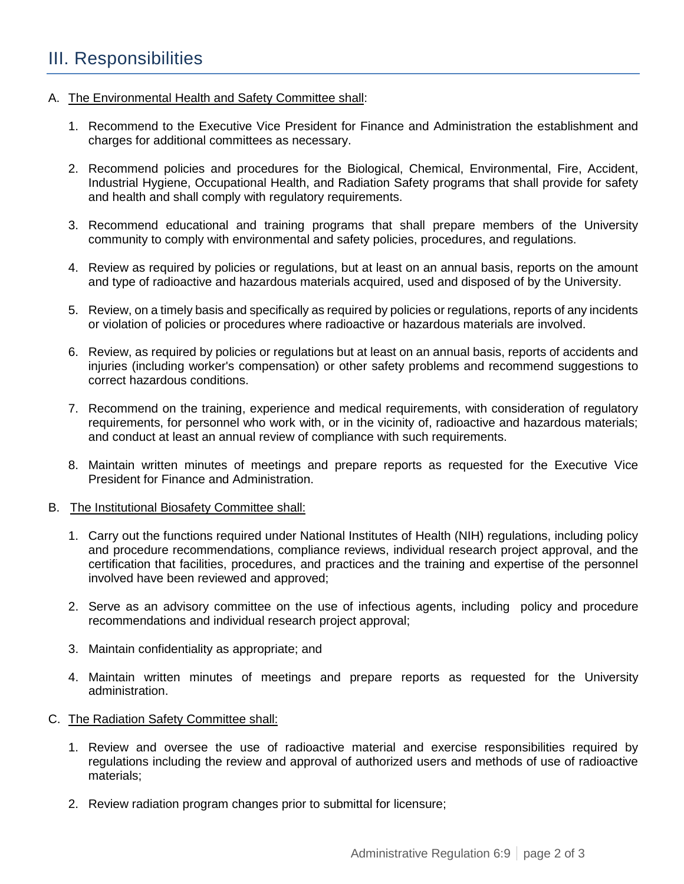## III. Responsibilities

A. The Environmental Health and Safety Committee shall:

1. Recommend to the Executive Vice President for Finance and Administration the establishment and charges for additional committees as necessary.

2. Recommend policies and procedures for the Biological, Chemical, Environmental, Fire, Accident, Industrial Hygiene, Occupational Health, and Radiation Safety programs that shall provide for safety and health and shall comply with regulatory requirements.

3. Recommend educational and training programs that shall prepare members of the University community to comply with environmental and safety policies, procedures, and regulations.

4. Review as required by policies or regulations, but at least on an annual basis, reports on the amount and type of radioactive and hazardous materials acquired, used and disposed of by the University.

5. Review, on a timely basis and specifically as required by policies or regulations, reports of any incidents or violation of policies or procedures where radioactive or hazardous materials are involved.

6. Review, as required by policies or regulations but at least on an annual basis, reports of accidents and injuries (including worker's compensation) or other safety problems and recommend suggestions to correct hazardous conditions.

7. Recommend on the training, experience and medical requirements, with consideration of regulatory requirements, for personnel who work with, or in the vicinity of, radioactive and hazardous materials; and conduct at least an annual review of compliance with such requirements.

8. Maintain written minutes of meetings and prepare reports as requested for the Executive Vice President for Finance and Administration.

B. The Institutional Biosafety Committee shall:

1. Carry out the functions required under National Institutes of Health (NIH) regulations, including policy and procedure recommendations, compliance reviews, individual research project approval, and the certification that facilities, procedures, and practices and the training and expertise of the personnel involved have been reviewed and approved;

2. Serve as an advisory committee on the use of infectious agents, including policy and procedure recommendations and individual research project approval;

3. Maintain confidentiality as appropriate; and

4. Maintain written minutes of meetings and prepare reports as requested for the University administration.

C. The Radiation Safety Committee shall:

1. Review and oversee the use of radioactive material and exercise responsibilities required by regulations including the review and approval of authorized users and methods of use of radioactive materials;

2. Review radiation program changes prior to submittal for licensure;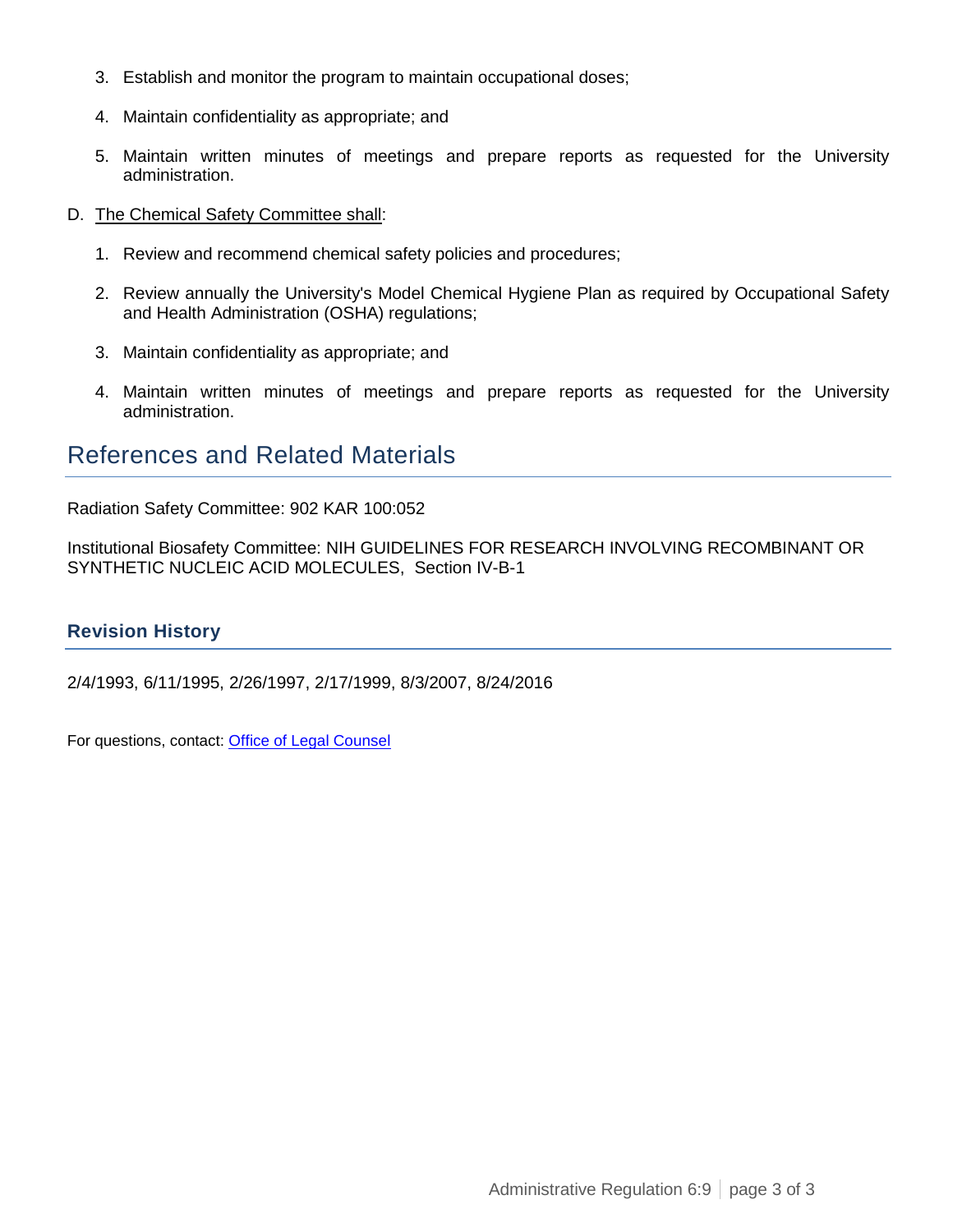3. Establish and monitor the program to maintain occupational doses;

4. Maintain confidentiality as appropriate; and

5. Maintain written minutes of meetings and prepare reports as requested for the University administration.

D. <u>The Chemical Safety Committee shall</u>:

1. Review and recommend chemical safety policies and procedures;

2. Review annually the University's Model Chemical Hygiene Plan as required by Occupational Safety and Health Administration (OSHA) regulations;

3. Maintain confidentiality as appropriate; and

4. Maintain written minutes of meetings and prepare reports as requested for the University administration.

## References and Related Materials

Radiation Safety Committee: 902 KAR 100:052

Institutional Biosafety Committee: NIH GUIDELINES FOR RESEARCH INVOLVING RECOMBINANT OR SYNTHETIC NUCLEIC ACID MOLECULES, Section IV-B-1

### Revision History

2/4/1993, 6/11/1995, 2/26/1997, 2/17/1999, 8/3/2007, 8/24/2016

For questions, contact: [Office of Legal Counsel]()